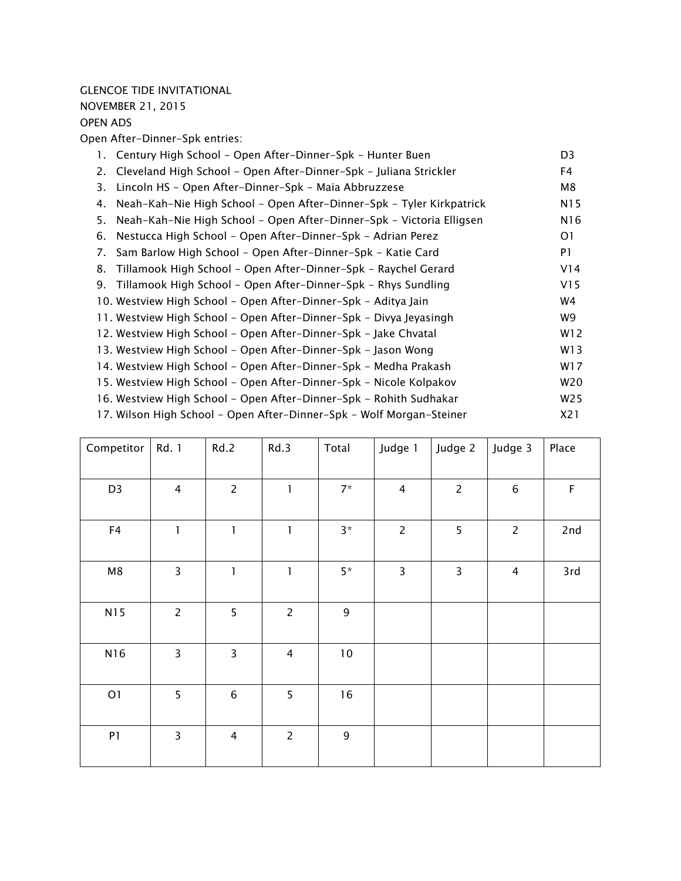GLENCOE TIDE INVITATIONAL

NOVEMBER 21, 2015

OPEN ADS

Open After-Dinner-Spk entries:

1. Century High School - Open After-Dinner-Spk - Hunter Buen D3
2. Cleveland High School - Open After-Dinner-Spk - Juliana Strickler F4
3. Lincoln HS - Open After-Dinner-Spk - Maia Abbruzzese M8
4. Neah-Kah-Nie High School - Open After-Dinner-Spk - Tyler Kirkpatrick N15
5. Neah-Kah-Nie High School - Open After-Dinner-Spk - Victoria Elligsen N16
6. Nestucca High School - Open After-Dinner-Spk - Adrian Perez O1
7. Sam Barlow High School - Open After-Dinner-Spk - Katie Card P1
8. Tillamook High School - Open After-Dinner-Spk - Raychel Gerard V14
9. Tillamook High School - Open After-Dinner-Spk - Rhys Sundling V15
10. Westview High School - Open After-Dinner-Spk - Aditya Jain W4
11. Westview High School - Open After-Dinner-Spk - Divya Jeyasingh W9
12. Westview High School - Open After-Dinner-Spk - Jake Chvatal W12
13. Westview High School - Open After-Dinner-Spk - Jason Wong W13
14. Westview High School - Open After-Dinner-Spk - Medha Prakash W17
15. Westview High School - Open After-Dinner-Spk - Nicole Kolpakov W20
16. Westview High School - Open After-Dinner-Spk - Rohith Sudhakar W25
17. Wilson High School - Open After-Dinner-Spk - Wolf Morgan-Steiner X21

| Competitor | Rd. 1 | Rd.2 | Rd.3 | Total | Judge 1 | Judge 2 | Judge 3 | Place |
|---|---|---|---|---|---|---|---|---|
| D3 | 4 | 2 | 1 | 7* | 4 | 2 | 6 | F |
| F4 | 1 | 1 | 1 | 3* | 2 | 5 | 2 | 2nd |
| M8 | 3 | 1 | 1 | 5* | 3 | 3 | 4 | 3rd |
| N15 | 2 | 5 | 2 | 9 | | | | |
| N16 | 3 | 3 | 4 | 10 | | | | |
| O1 | 5 | 6 | 5 | 16 | | | | |
| P1 | 3 | 4 | 2 | 9 | | | | |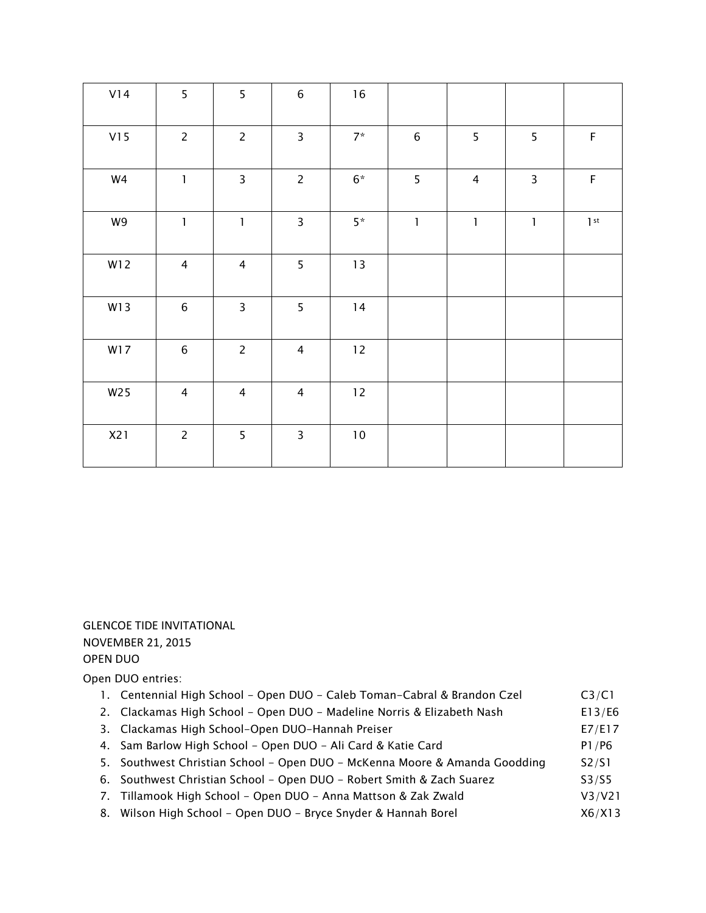| | | | | | | | | |
|---|---|---|---|---|---|---|---|---|
| V14 | 5 | 5 | 6 | 16 | | | | |
| V15 | 2 | 2 | 3 | 7* | 6 | 5 | 5 | F |
| W4 | 1 | 3 | 2 | 6* | 5 | 4 | 3 | F |
| W9 | 1 | 1 | 3 | 5* | 1 | 1 | 1 | 1st |
| W12 | 4 | 4 | 5 | 13 | | | | |
| W13 | 6 | 3 | 5 | 14 | | | | |
| W17 | 6 | 2 | 4 | 12 | | | | |
| W25 | 4 | 4 | 4 | 12 | | | | |
| X21 | 2 | 5 | 3 | 10 | | | | |

GLENCOE TIDE INVITATIONAL
NOVEMBER 21, 2015
OPEN DUO

Open DUO entries:

1. Centennial High School - Open DUO - Caleb Toman-Cabral & Brandon Czel C3/C1
2. Clackamas High School - Open DUO - Madeline Norris & Elizabeth Nash E13/E6
3. Clackamas High School-Open DUO-Hannah Preiser E7/E17
4. Sam Barlow High School - Open DUO - Ali Card & Katie Card P1/P6
5. Southwest Christian School - Open DUO - McKenna Moore & Amanda Goodding S2/S1
6. Southwest Christian School - Open DUO - Robert Smith & Zach Suarez S3/S5
7. Tillamook High School - Open DUO - Anna Mattson & Zak Zwald V3/V21
8. Wilson High School - Open DUO - Bryce Snyder & Hannah Borel X6/X13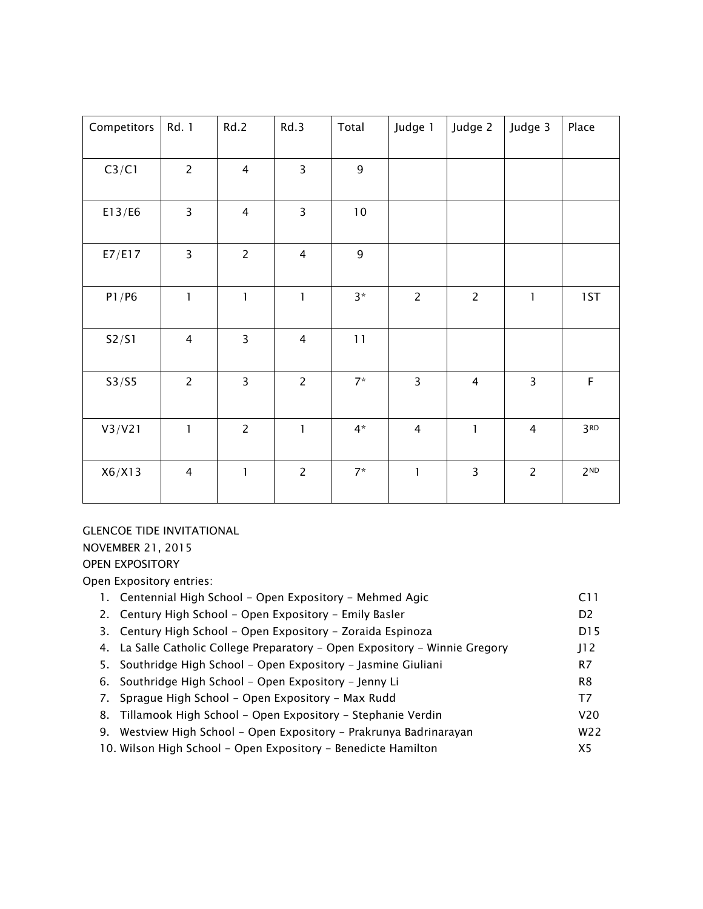| Competitors | Rd. 1 | Rd.2 | Rd.3 | Total | Judge 1 | Judge 2 | Judge 3 | Place |
| --- | --- | --- | --- | --- | --- | --- | --- | --- |
| C3/C1 | 2 | 4 | 3 | 9 | | | | |
| E13/E6 | 3 | 4 | 3 | 10 | | | | |
| E7/E17 | 3 | 2 | 4 | 9 | | | | |
| P1/P6 | 1 | 1 | 1 | 3* | 2 | 2 | 1 | 1ST |
| S2/S1 | 4 | 3 | 4 | 11 | | | | |
| S3/S5 | 2 | 3 | 2 | 7* | 3 | 4 | 3 | F |
| V3/V21 | 1 | 2 | 1 | 4* | 4 | 1 | 4 | 3RD |
| X6/X13 | 4 | 1 | 2 | 7* | 1 | 3 | 2 | 2ND |

GLENCOE TIDE INVITATIONAL

NOVEMBER 21, 2015

OPEN EXPOSITORY

Open Expository entries:

1. Centennial High School – Open Expository – Mehmed Agic C11
2. Century High School – Open Expository – Emily Basler D2
3. Century High School – Open Expository – Zoraida Espinoza D15
4. La Salle Catholic College Preparatory – Open Expository – Winnie Gregory J12
5. Southridge High School – Open Expository – Jasmine Giuliani R7
6. Southridge High School – Open Expository – Jenny Li R8
7. Sprague High School – Open Expository – Max Rudd T7
8. Tillamook High School – Open Expository – Stephanie Verdin V20
9. Westview High School – Open Expository – Prakrunya Badrinarayan W22
10. Wilson High School – Open Expository – Benedicte Hamilton X5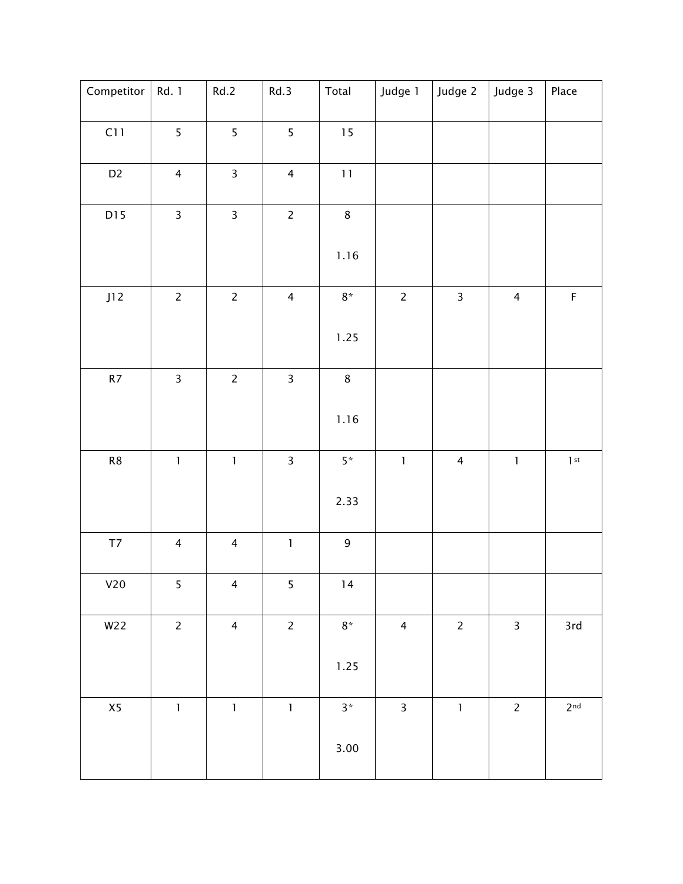| Competitor | Rd. 1 | Rd.2 | Rd.3 | Total | Judge 1 | Judge 2 | Judge 3 | Place |
|---|---|---|---|---|---|---|---|---|
| C11 | 5 | 5 | 5 | 15 | | | | |
| D2 | 4 | 3 | 4 | 11 | | | | |
| D15 | 3 | 3 | 2 | 8<br><br>1.16 | | | | |
| J12 | 2 | 2 | 4 | 8*<br><br>1.25 | 2 | 3 | 4 | F |
| R7 | 3 | 2 | 3 | 8<br><br>1.16 | | | | |
| R8 | 1 | 1 | 3 | 5*<br><br>2.33 | 1 | 4 | 1 | 1st |
| T7 | 4 | 4 | 1 | 9 | | | | |
| V20 | 5 | 4 | 5 | 14 | | | | |
| W22 | 2 | 4 | 2 | 8*<br><br>1.25 | 4 | 2 | 3 | 3rd |
| X5 | 1 | 1 | 1 | 3*<br><br>3.00 | 3 | 1 | 2 | 2nd |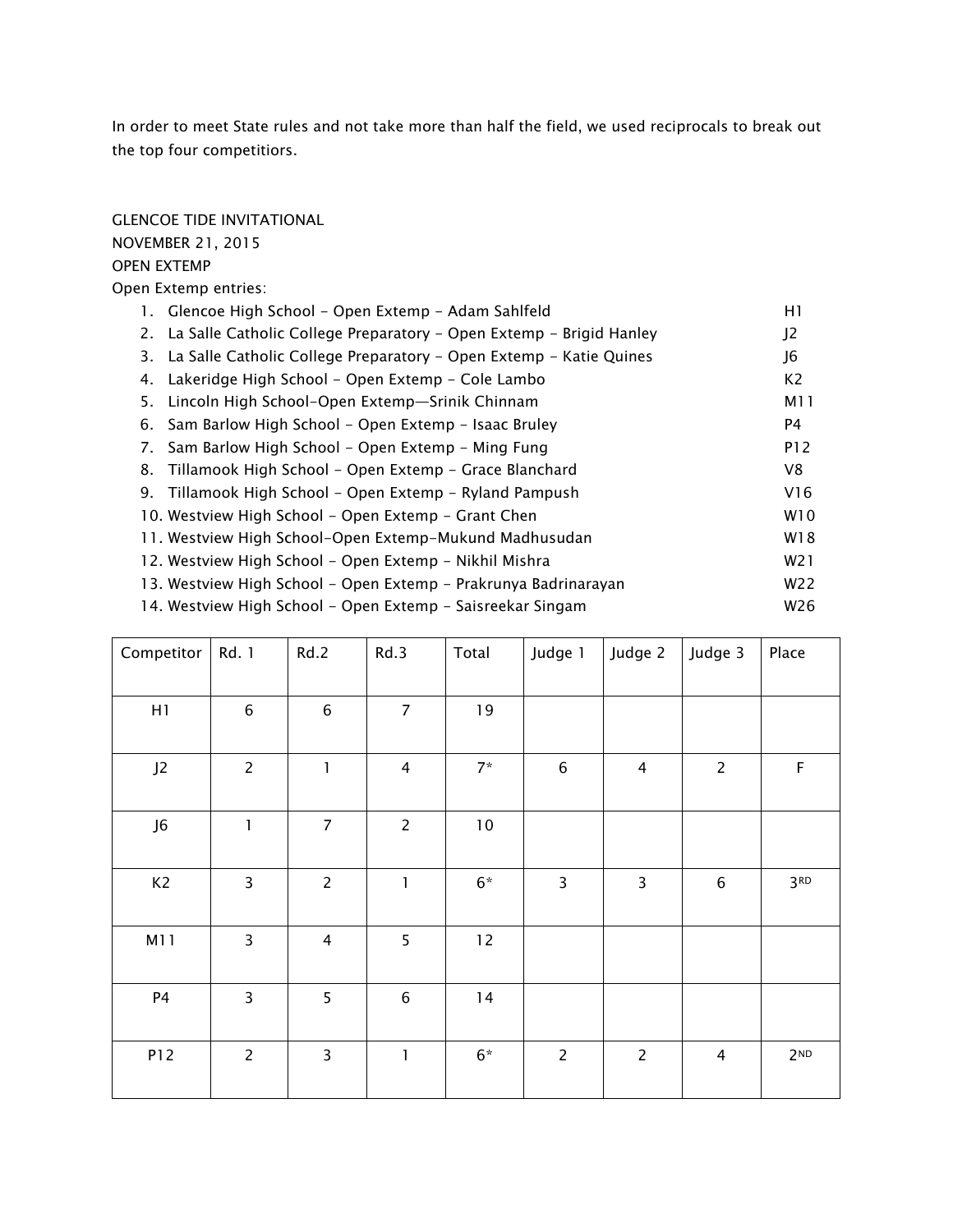In order to meet State rules and not take more than half the field, we used reciprocals to break out the top four competitiors.

GLENCOE TIDE INVITATIONAL
NOVEMBER 21, 2015
OPEN EXTEMP
Open Extemp entries:

1. Glencoe High School - Open Extemp - Adam Sahlfeld H1
2. La Salle Catholic College Preparatory - Open Extemp - Brigid Hanley J2
3. La Salle Catholic College Preparatory - Open Extemp - Katie Quines J6
4. Lakeridge High School - Open Extemp - Cole Lambo K2
5. Lincoln High School-Open Extemp—Srinik Chinnam M11
6. Sam Barlow High School - Open Extemp - Isaac Bruley P4
7. Sam Barlow High School - Open Extemp - Ming Fung P12
8. Tillamook High School - Open Extemp - Grace Blanchard V8
9. Tillamook High School - Open Extemp - Ryland Pampush V16
10. Westview High School - Open Extemp - Grant Chen W10
11. Westview High School-Open Extemp-Mukund Madhusudan W18
12. Westview High School - Open Extemp - Nikhil Mishra W21
13. Westview High School - Open Extemp - Prakrunya Badrinarayan W22
14. Westview High School - Open Extemp - Saisreekar Singam W26

| Competitor | Rd. 1 | Rd.2 | Rd.3 | Total | Judge 1 | Judge 2 | Judge 3 | Place |
|---|---|---|---|---|---|---|---|---|
| H1 | 6 | 6 | 7 | 19 | | | | |
| J2 | 2 | 1 | 4 | 7* | 6 | 4 | 2 | F |
| J6 | 1 | 7 | 2 | 10 | | | | |
| K2 | 3 | 2 | 1 | 6* | 3 | 3 | 6 | 3RD |
| M11 | 3 | 4 | 5 | 12 | | | | |
| P4 | 3 | 5 | 6 | 14 | | | | |
| P12 | 2 | 3 | 1 | 6* | 2 | 2 | 4 | 2ND |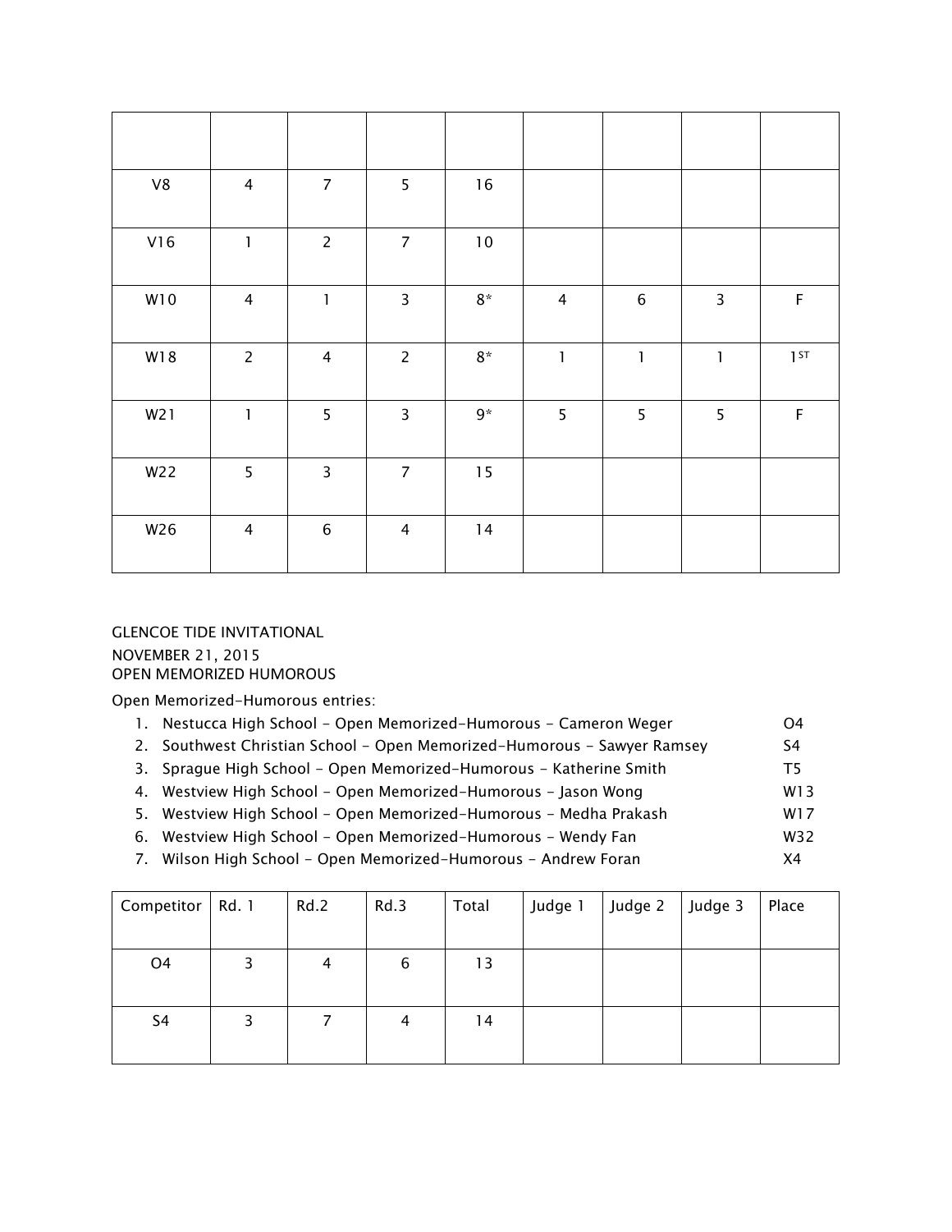| | | | | | | | | |
|---|---|---|---|---|---|---|---|---|
| V8 | 4 | 7 | 5 | 16 | | | | |
| V16 | 1 | 2 | 7 | 10 | | | | |
| W10 | 4 | 1 | 3 | 8* | 4 | 6 | 3 | F |
| W18 | 2 | 4 | 2 | 8* | 1 | 1 | 1 | 1ST |
| W21 | 1 | 5 | 3 | 9* | 5 | 5 | 5 | F |
| W22 | 5 | 3 | 7 | 15 | | | | |
| W26 | 4 | 6 | 4 | 14 | | | | |

GLENCOE TIDE INVITATIONAL
NOVEMBER 21, 2015
OPEN MEMORIZED HUMOROUS

Open Memorized-Humorous entries:

1. Nestucca High School - Open Memorized-Humorous - Cameron Weger O4
2. Southwest Christian School - Open Memorized-Humorous - Sawyer Ramsey S4
3. Sprague High School - Open Memorized-Humorous - Katherine Smith T5
4. Westview High School - Open Memorized-Humorous - Jason Wong W13
5. Westview High School - Open Memorized-Humorous - Medha Prakash W17
6. Westview High School - Open Memorized-Humorous - Wendy Fan W32
7. Wilson High School - Open Memorized-Humorous - Andrew Foran X4

| Competitor | Rd. 1 | Rd.2 | Rd.3 | Total | Judge 1 | Judge 2 | Judge 3 | Place |
|---|---|---|---|---|---|---|---|---|
| O4 | 3 | 4 | 6 | 13 | | | | |
| S4 | 3 | 7 | 4 | 14 | | | | |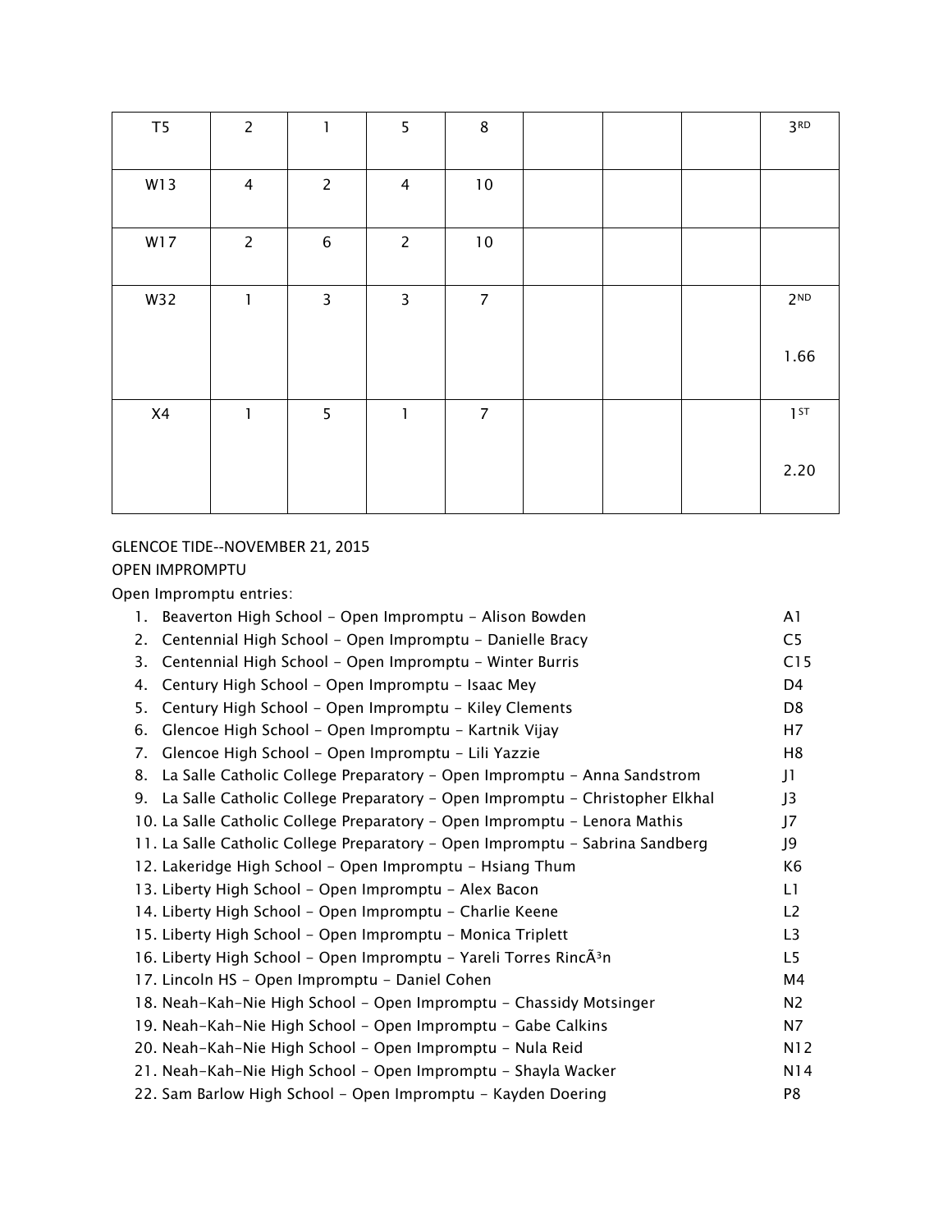| T5 | 2 | 1 | 5 | 8 | | | | 3RD |
|---|---|---|---|---|---|---|---|---|
| W13 | 4 | 2 | 4 | 10 | | | | |
| W17 | 2 | 6 | 2 | 10 | | | | |
| W32 | 1 | 3 | 3 | 7 | | | | 2ND<br><br>1.66 |
| X4 | 1 | 5 | 1 | 7 | | | | 1ST<br><br>2.20 |

GLENCOE TIDE--NOVEMBER 21, 2015

OPEN IMPROMPTU

Open Impromptu entries:

1. Beaverton High School - Open Impromptu - Alison Bowden A1
2. Centennial High School - Open Impromptu - Danielle Bracy C5
3. Centennial High School - Open Impromptu - Winter Burris C15
4. Century High School - Open Impromptu - Isaac Mey D4
5. Century High School - Open Impromptu - Kiley Clements D8
6. Glencoe High School - Open Impromptu - Kartnik Vijay H7
7. Glencoe High School - Open Impromptu - Lili Yazzie H8
8. La Salle Catholic College Preparatory - Open Impromptu - Anna Sandstrom J1
9. La Salle Catholic College Preparatory - Open Impromptu - Christopher Elkhal J3
10. La Salle Catholic College Preparatory - Open Impromptu - Lenora Mathis J7
11. La Salle Catholic College Preparatory - Open Impromptu - Sabrina Sandberg J9
12. Lakeridge High School - Open Impromptu - Hsiang Thum K6
13. Liberty High School - Open Impromptu - Alex Bacon L1
14. Liberty High School - Open Impromptu - Charlie Keene L2
15. Liberty High School - Open Impromptu - Monica Triplett L3
16. Liberty High School - Open Impromptu - Yareli Torres RincÃ³n L5
17. Lincoln HS - Open Impromptu - Daniel Cohen M4
18. Neah-Kah-Nie High School - Open Impromptu - Chassidy Motsinger N2
19. Neah-Kah-Nie High School - Open Impromptu - Gabe Calkins N7
20. Neah-Kah-Nie High School - Open Impromptu - Nula Reid N12
21. Neah-Kah-Nie High School - Open Impromptu - Shayla Wacker N14
22. Sam Barlow High School - Open Impromptu - Kayden Doering P8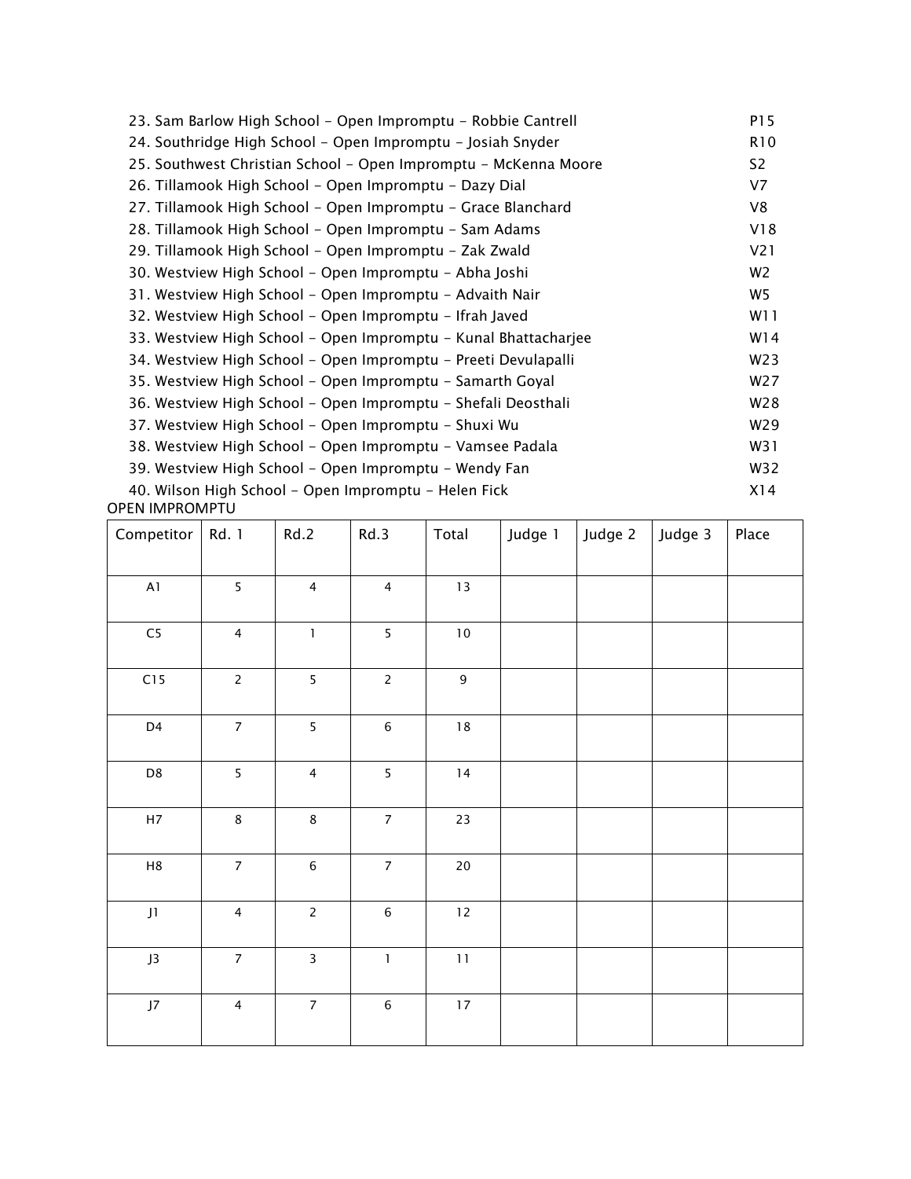23. Sam Barlow High School - Open Impromptu - Robbie Cantrell P15
24. Southridge High School - Open Impromptu - Josiah Snyder R10
25. Southwest Christian School - Open Impromptu - McKenna Moore S2
26. Tillamook High School - Open Impromptu - Dazy Dial V7
27. Tillamook High School - Open Impromptu - Grace Blanchard V8
28. Tillamook High School - Open Impromptu - Sam Adams V18
29. Tillamook High School - Open Impromptu - Zak Zwald V21
30. Westview High School - Open Impromptu - Abha Joshi W2
31. Westview High School - Open Impromptu - Advaith Nair W5
32. Westview High School - Open Impromptu - Ifrah Javed W11
33. Westview High School - Open Impromptu - Kunal Bhattacharjee W14
34. Westview High School - Open Impromptu - Preeti Devulapalli W23
35. Westview High School - Open Impromptu - Samarth Goyal W27
36. Westview High School - Open Impromptu - Shefali Deosthali W28
37. Westview High School - Open Impromptu - Shuxi Wu W29
38. Westview High School - Open Impromptu - Vamsee Padala W31
39. Westview High School - Open Impromptu - Wendy Fan W32
40. Wilson High School - Open Impromptu - Helen Fick X14

OPEN IMPROMPTU

| Competitor | Rd. 1 | Rd.2 | Rd.3 | Total | Judge 1 | Judge 2 | Judge 3 | Place |
|---|---|---|---|---|---|---|---|---|
| A1 | 5 | 4 | 4 | 13 | | | | |
| C5 | 4 | 1 | 5 | 10 | | | | |
| C15 | 2 | 5 | 2 | 9 | | | | |
| D4 | 7 | 5 | 6 | 18 | | | | |
| D8 | 5 | 4 | 5 | 14 | | | | |
| H7 | 8 | 8 | 7 | 23 | | | | |
| H8 | 7 | 6 | 7 | 20 | | | | |
| J1 | 4 | 2 | 6 | 12 | | | | |
| J3 | 7 | 3 | 1 | 11 | | | | |
| J7 | 4 | 7 | 6 | 17 | | | | |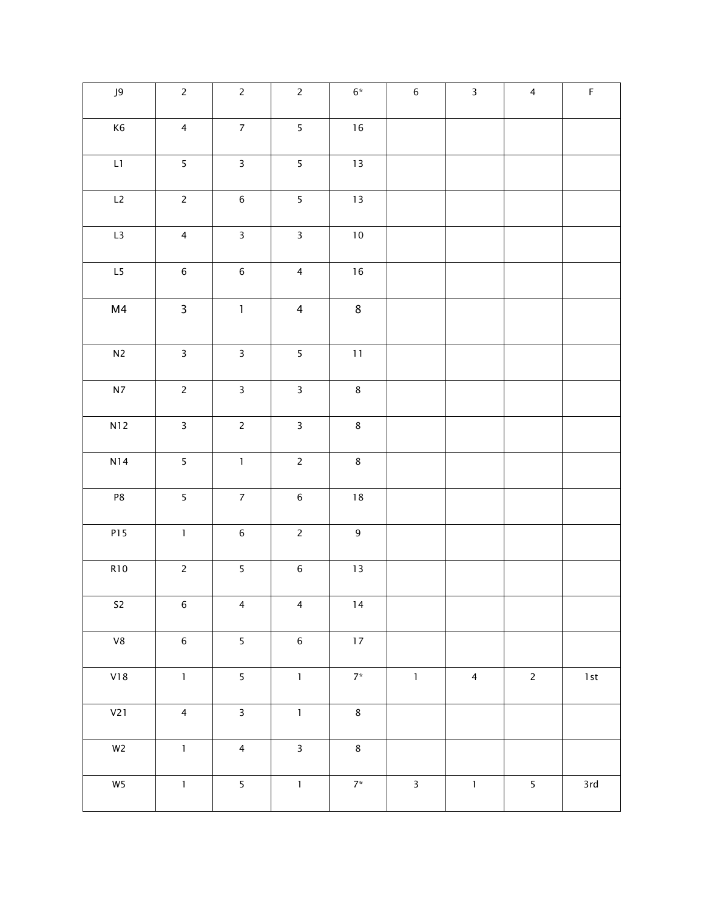| J9 | 2 | 2 | 2 | 6* | 6 | 3 | 4 | F |
|---|---|---|---|---|---|---|---|---|
| K6 | 4 | 7 | 5 | 16 | | | | |
| L1 | 5 | 3 | 5 | 13 | | | | |
| L2 | 2 | 6 | 5 | 13 | | | | |
| L3 | 4 | 3 | 3 | 10 | | | | |
| L5 | 6 | 6 | 4 | 16 | | | | |
| M4 | 3 | 1 | 4 | 8 | | | | |
| N2 | 3 | 3 | 5 | 11 | | | | |
| N7 | 2 | 3 | 3 | 8 | | | | |
| N12 | 3 | 2 | 3 | 8 | | | | |
| N14 | 5 | 1 | 2 | 8 | | | | |
| P8 | 5 | 7 | 6 | 18 | | | | |
| P15 | 1 | 6 | 2 | 9 | | | | |
| R10 | 2 | 5 | 6 | 13 | | | | |
| S2 | 6 | 4 | 4 | 14 | | | | |
| V8 | 6 | 5 | 6 | 17 | | | | |
| V18 | 1 | 5 | 1 | 7* | 1 | 4 | 2 | 1st |
| V21 | 4 | 3 | 1 | 8 | | | | |
| W2 | 1 | 4 | 3 | 8 | | | | |
| W5 | 1 | 5 | 1 | 7* | 3 | 1 | 5 | 3rd |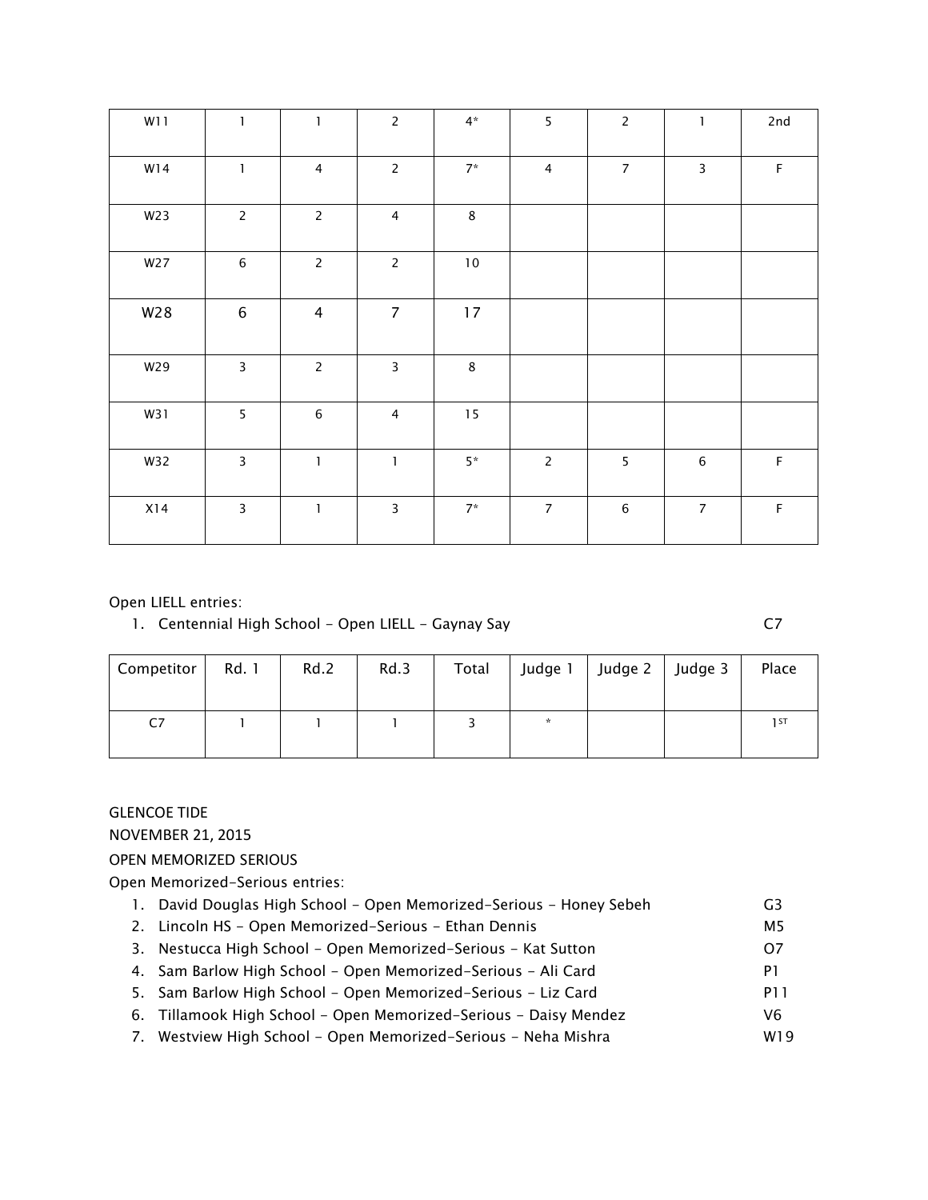| W11 | 1 | 1 | 2 | 4* | 5 | 2 | 1 | 2nd |
|---|---|---|---|---|---|---|---|---|
| W14 | 1 | 4 | 2 | 7* | 4 | 7 | 3 | F |
| W23 | 2 | 2 | 4 | 8 | | | | |
| W27 | 6 | 2 | 2 | 10 | | | | |
| W28 | 6 | 4 | 7 | 17 | | | | |
| W29 | 3 | 2 | 3 | 8 | | | | |
| W31 | 5 | 6 | 4 | 15 | | | | |
| W32 | 3 | 1 | 1 | 5* | 2 | 5 | 6 | F |
| X14 | 3 | 1 | 3 | 7* | 7 | 6 | 7 | F |

Open LIELL entries:

1. Centennial High School – Open LIELL – Gaynay Say C7

| Competitor | Rd. 1 | Rd.2 | Rd.3 | Total | Judge 1 | Judge 2 | Judge 3 | Place |
|---|---|---|---|---|---|---|---|---|
| C7 | 1 | 1 | 1 | 3 | * | | | 1ST |

GLENCOE TIDE

NOVEMBER 21, 2015

OPEN MEMORIZED SERIOUS

Open Memorized-Serious entries:

1. David Douglas High School – Open Memorized-Serious – Honey Sebeh G3
2. Lincoln HS – Open Memorized-Serious – Ethan Dennis M5
3. Nestucca High School – Open Memorized-Serious – Kat Sutton O7
4. Sam Barlow High School – Open Memorized-Serious – Ali Card P1
5. Sam Barlow High School – Open Memorized-Serious – Liz Card P11
6. Tillamook High School – Open Memorized-Serious – Daisy Mendez V6
7. Westview High School – Open Memorized-Serious – Neha Mishra W19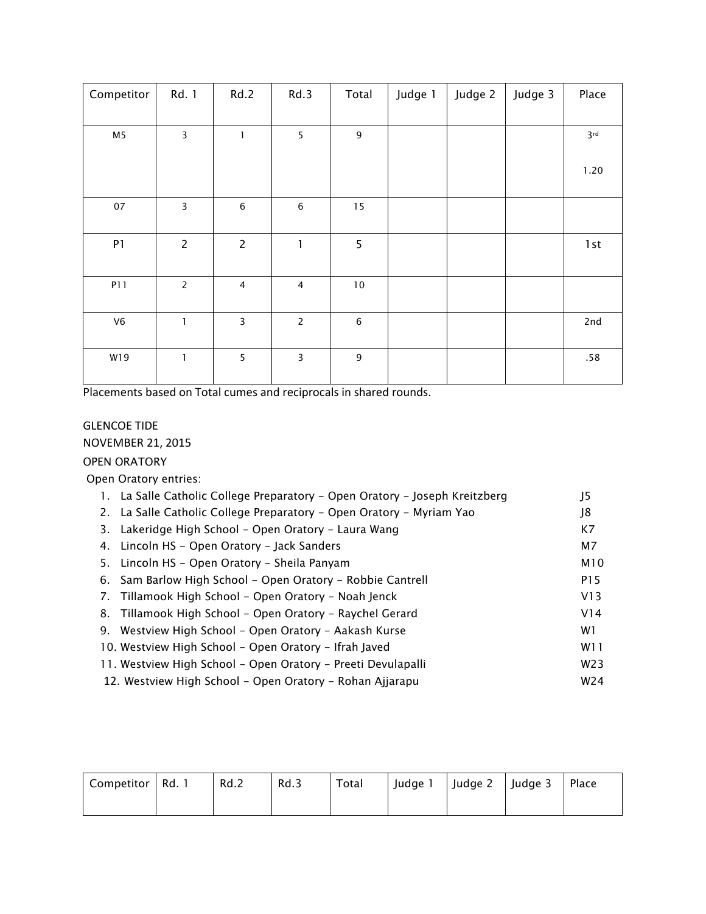| Competitor | Rd. 1 | Rd.2 | Rd.3 | Total | Judge 1 | Judge 2 | Judge 3 | Place |
|---|---|---|---|---|---|---|---|---|
| M5 | 3 | 1 | 5 | 9 | | | | 3rd 1.20 |
| 07 | 3 | 6 | 6 | 15 | | | | |
| P1 | 2 | 2 | 1 | 5 | | | | 1st |
| P11 | 2 | 4 | 4 | 10 | | | | |
| V6 | 1 | 3 | 2 | 6 | | | | 2nd |
| W19 | 1 | 5 | 3 | 9 | | | | .58 |

Placements based on Total cumes and reciprocals in shared rounds.

GLENCOE TIDE

NOVEMBER 21, 2015

OPEN ORATORY

Open Oratory entries:

1. La Salle Catholic College Preparatory - Open Oratory - Joseph Kreitzberg J5
2. La Salle Catholic College Preparatory - Open Oratory - Myriam Yao J8
3. Lakeridge High School - Open Oratory - Laura Wang K7
4. Lincoln HS - Open Oratory - Jack Sanders M7
5. Lincoln HS - Open Oratory - Sheila Panyam M10
6. Sam Barlow High School - Open Oratory - Robbie Cantrell P15
7. Tillamook High School - Open Oratory - Noah Jenck V13
8. Tillamook High School - Open Oratory - Raychel Gerard V14
9. Westview High School - Open Oratory - Aakash Kurse W1
10. Westview High School - Open Oratory - Ifrah Javed W11
11. Westview High School - Open Oratory - Preeti Devulapalli W23
12. Westview High School - Open Oratory - Rohan Ajjarapu W24

| Competitor | Rd. 1 | Rd.2 | Rd.3 | Total | Judge 1 | Judge 2 | Judge 3 | Place |
|---|---|---|---|---|---|---|---|---|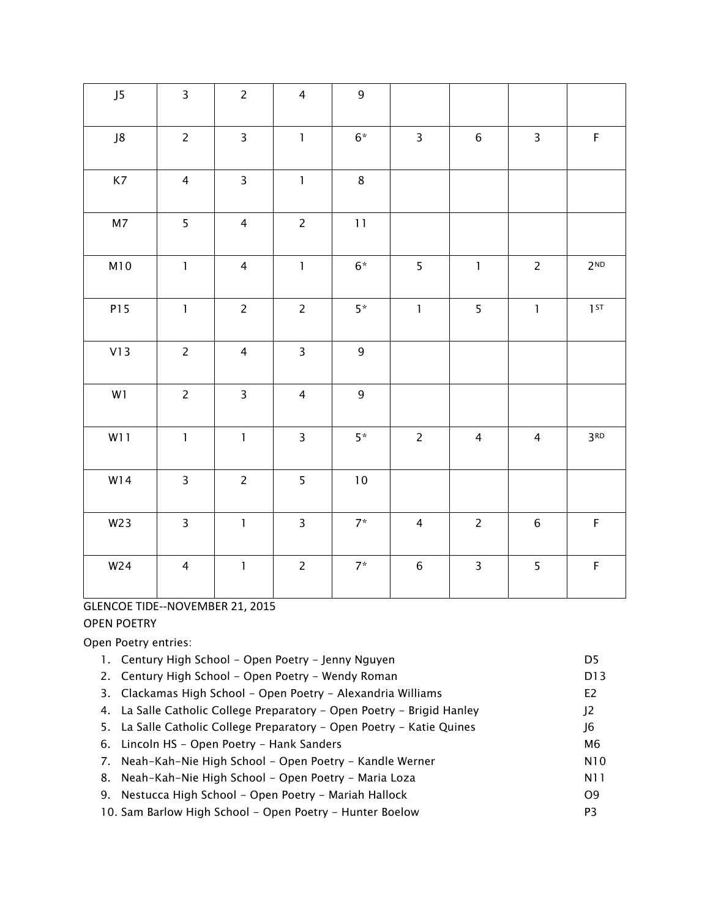| J5 | 3 | 2 | 4 | 9 | | | | |
|---|---|---|---|---|---|---|---|---|
| J8 | 2 | 3 | 1 | 6* | 3 | 6 | 3 | F |
| K7 | 4 | 3 | 1 | 8 | | | | |
| M7 | 5 | 4 | 2 | 11 | | | | |
| M10 | 1 | 4 | 1 | 6* | 5 | 1 | 2 | 2ND |
| P15 | 1 | 2 | 2 | 5* | 1 | 5 | 1 | 1ST |
| V13 | 2 | 4 | 3 | 9 | | | | |
| W1 | 2 | 3 | 4 | 9 | | | | |
| W11 | 1 | 1 | 3 | 5* | 2 | 4 | 4 | 3RD |
| W14 | 3 | 2 | 5 | 10 | | | | |
| W23 | 3 | 1 | 3 | 7* | 4 | 2 | 6 | F |
| W24 | 4 | 1 | 2 | 7* | 6 | 3 | 5 | F |

GLENCOE TIDE--NOVEMBER 21, 2015

OPEN POETRY

Open Poetry entries:

1. Century High School – Open Poetry – Jenny Nguyen D5
2. Century High School – Open Poetry – Wendy Roman D13
3. Clackamas High School – Open Poetry – Alexandria Williams E2
4. La Salle Catholic College Preparatory – Open Poetry – Brigid Hanley J2
5. La Salle Catholic College Preparatory – Open Poetry – Katie Quines J6
6. Lincoln HS – Open Poetry – Hank Sanders M6
7. Neah-Kah-Nie High School – Open Poetry – Kandle Werner N10
8. Neah-Kah-Nie High School – Open Poetry – Maria Loza N11
9. Nestucca High School – Open Poetry – Mariah Hallock O9
10. Sam Barlow High School – Open Poetry – Hunter Boelow P3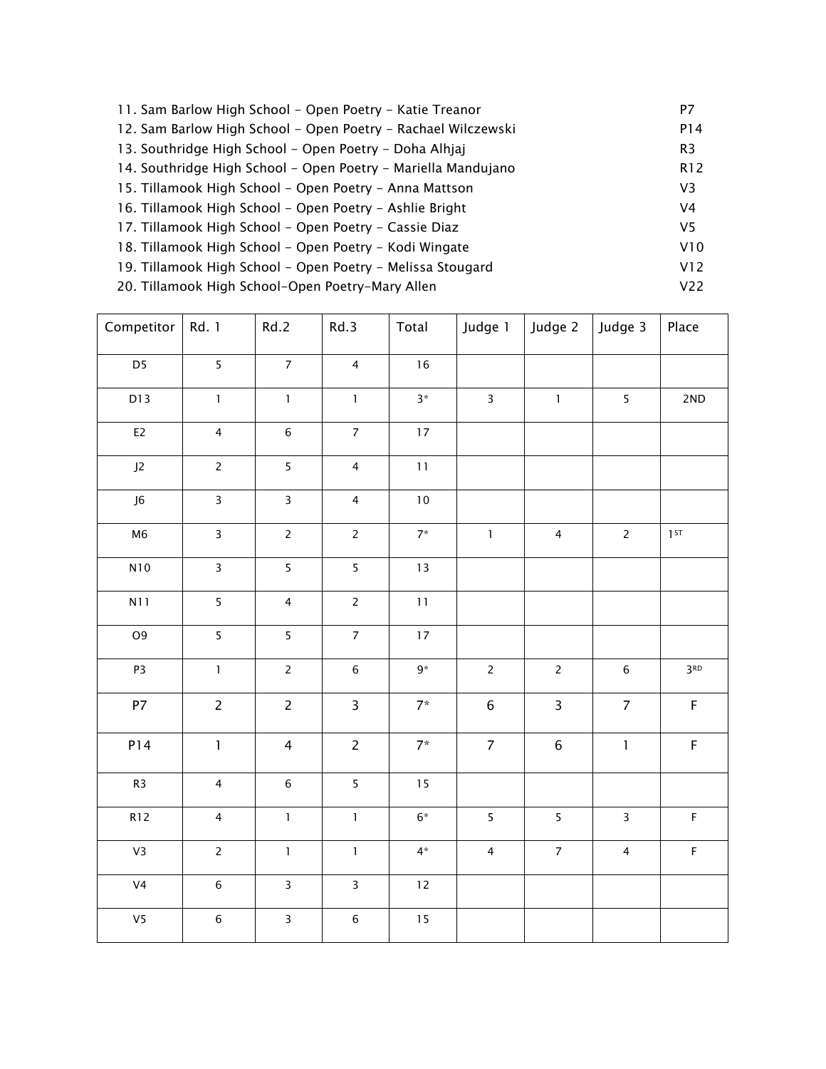11. Sam Barlow High School – Open Poetry – Katie Treanor P7
12. Sam Barlow High School – Open Poetry – Rachael Wilczewski P14
13. Southridge High School – Open Poetry – Doha Alhjaj R3
14. Southridge High School – Open Poetry – Mariella Mandujano R12
15. Tillamook High School – Open Poetry – Anna Mattson V3
16. Tillamook High School – Open Poetry – Ashlie Bright V4
17. Tillamook High School – Open Poetry – Cassie Diaz V5
18. Tillamook High School – Open Poetry – Kodi Wingate V10
19. Tillamook High School – Open Poetry – Melissa Stougard V12
20. Tillamook High School–Open Poetry–Mary Allen V22

| Competitor | Rd. 1 | Rd.2 | Rd.3 | Total | Judge 1 | Judge 2 | Judge 3 | Place |
|---|---|---|---|---|---|---|---|---|
| D5 | 5 | 7 | 4 | 16 | | | | |
| D13 | 1 | 1 | 1 | 3* | 3 | 1 | 5 | 2ND |
| E2 | 4 | 6 | 7 | 17 | | | | |
| J2 | 2 | 5 | 4 | 11 | | | | |
| J6 | 3 | 3 | 4 | 10 | | | | |
| M6 | 3 | 2 | 2 | 7* | 1 | 4 | 2 | 1ST |
| N10 | 3 | 5 | 5 | 13 | | | | |
| N11 | 5 | 4 | 2 | 11 | | | | |
| O9 | 5 | 5 | 7 | 17 | | | | |
| P3 | 1 | 2 | 6 | 9* | 2 | 2 | 6 | 3RD |
| P7 | 2 | 2 | 3 | 7* | 6 | 3 | 7 | F |
| P14 | 1 | 4 | 2 | 7* | 7 | 6 | 1 | F |
| R3 | 4 | 6 | 5 | 15 | | | | |
| R12 | 4 | 1 | 1 | 6* | 5 | 5 | 3 | F |
| V3 | 2 | 1 | 1 | 4* | 4 | 7 | 4 | F |
| V4 | 6 | 3 | 3 | 12 | | | | |
| V5 | 6 | 3 | 6 | 15 | | | | |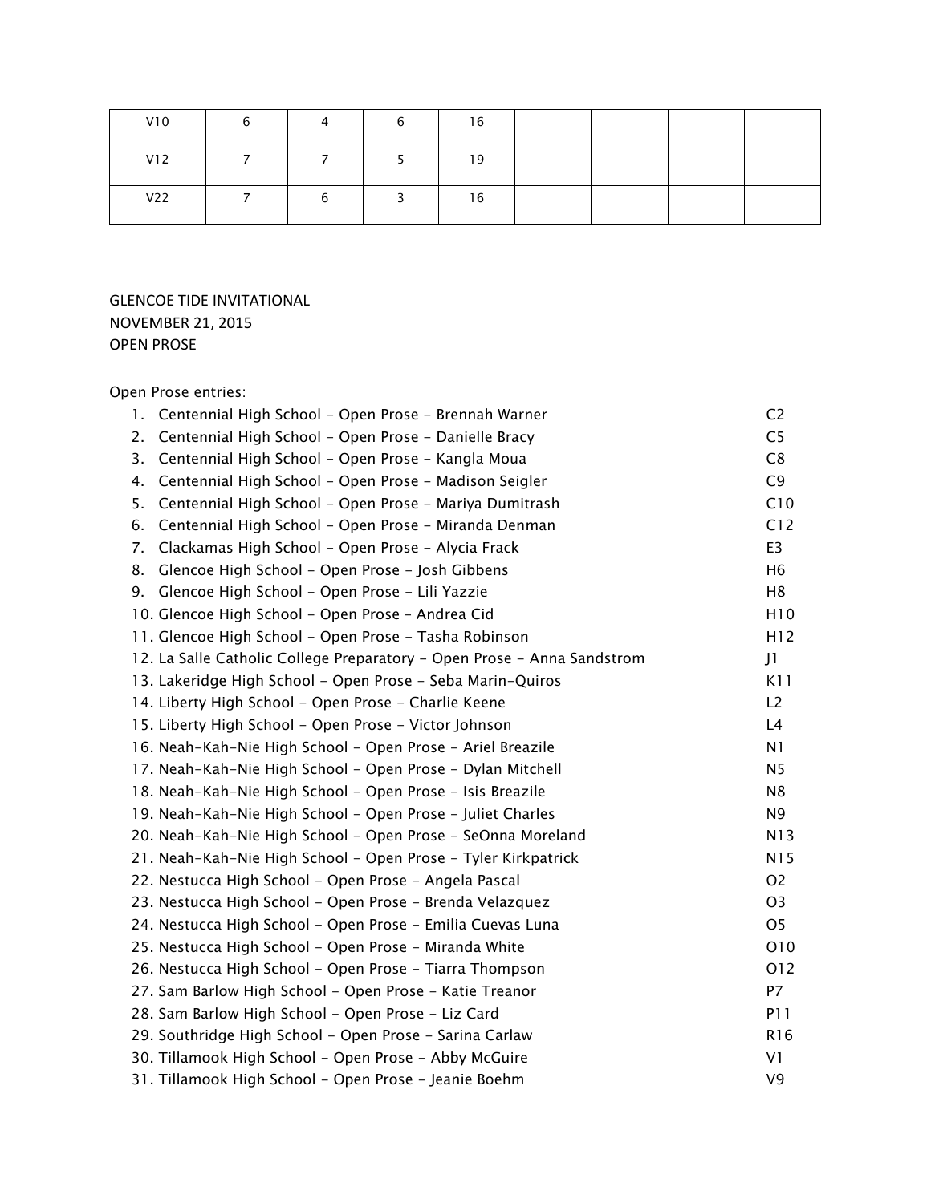| V10 | 6 | 4 | 6 | 16 | | | | |
|---|---|---|---|---|---|---|---|---|
| V12 | 7 | 7 | 5 | 19 | | | | |
| V22 | 7 | 6 | 3 | 16 | | | | |

GLENCOE TIDE INVITATIONAL
NOVEMBER 21, 2015
OPEN PROSE

Open Prose entries:

1. Centennial High School – Open Prose – Brennah Warner C2
2. Centennial High School – Open Prose – Danielle Bracy C5
3. Centennial High School – Open Prose – Kangla Moua C8
4. Centennial High School – Open Prose – Madison Seigler C9
5. Centennial High School – Open Prose – Mariya Dumitrash C10
6. Centennial High School – Open Prose – Miranda Denman C12
7. Clackamas High School – Open Prose – Alycia Frack E3
8. Glencoe High School – Open Prose – Josh Gibbens H6
9. Glencoe High School – Open Prose – Lili Yazzie H8
10. Glencoe High School – Open Prose – Andrea Cid H10
11. Glencoe High School – Open Prose – Tasha Robinson H12
12. La Salle Catholic College Preparatory – Open Prose – Anna Sandstrom J1
13. Lakeridge High School – Open Prose – Seba Marin-Quiros K11
14. Liberty High School – Open Prose – Charlie Keene L2
15. Liberty High School – Open Prose – Victor Johnson L4
16. Neah-Kah-Nie High School – Open Prose – Ariel Breazile N1
17. Neah-Kah-Nie High School – Open Prose – Dylan Mitchell N5
18. Neah-Kah-Nie High School – Open Prose – Isis Breazile N8
19. Neah-Kah-Nie High School – Open Prose – Juliet Charles N9
20. Neah-Kah-Nie High School – Open Prose – SeOnna Moreland N13
21. Neah-Kah-Nie High School – Open Prose – Tyler Kirkpatrick N15
22. Nestucca High School – Open Prose – Angela Pascal O2
23. Nestucca High School – Open Prose – Brenda Velazquez O3
24. Nestucca High School – Open Prose – Emilia Cuevas Luna O5
25. Nestucca High School – Open Prose – Miranda White O10
26. Nestucca High School – Open Prose – Tiarra Thompson O12
27. Sam Barlow High School – Open Prose – Katie Treanor P7
28. Sam Barlow High School – Open Prose – Liz Card P11
29. Southridge High School – Open Prose – Sarina Carlaw R16
30. Tillamook High School – Open Prose – Abby McGuire V1
31. Tillamook High School – Open Prose – Jeanie Boehm V9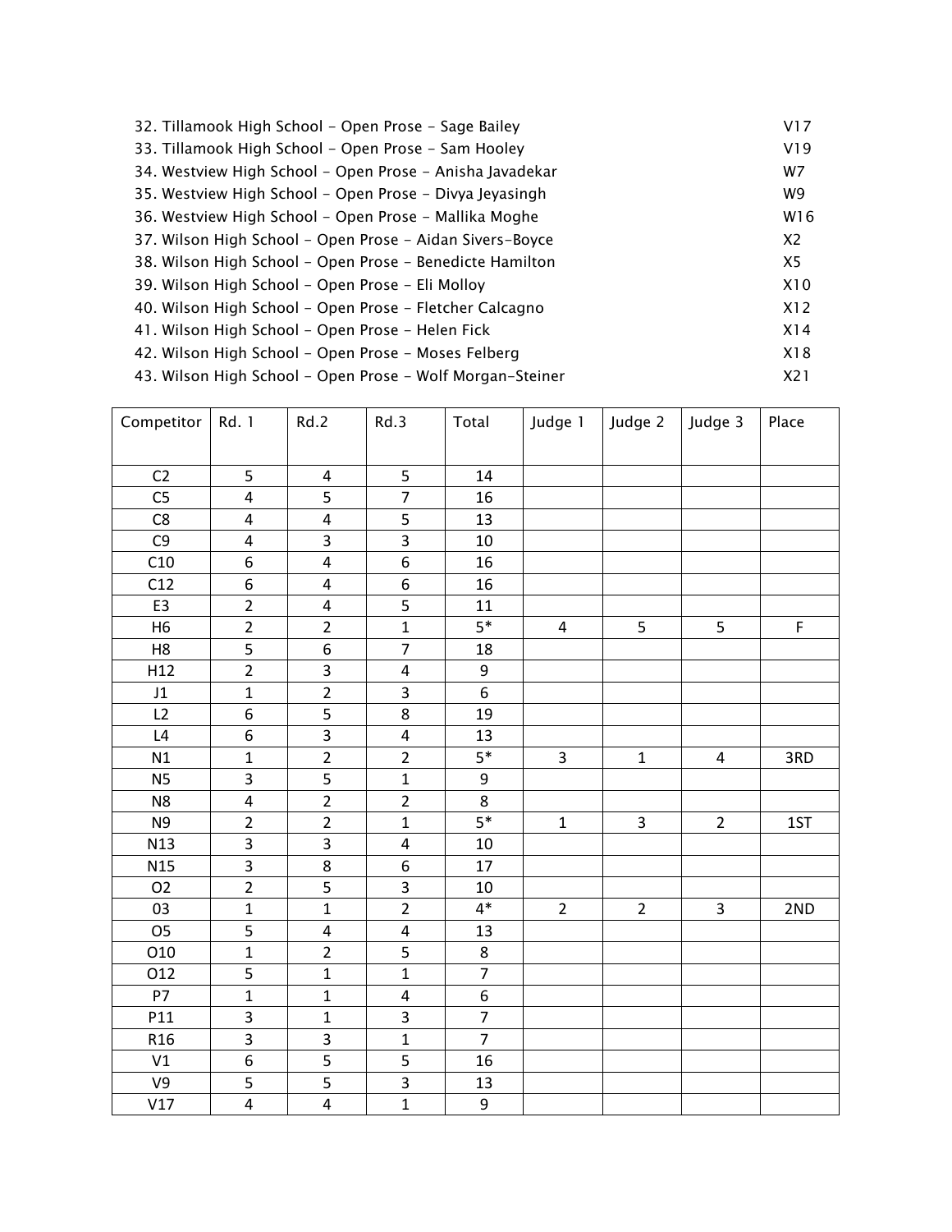32. Tillamook High School - Open Prose - Sage Bailey V17
33. Tillamook High School - Open Prose - Sam Hooley V19
34. Westview High School - Open Prose - Anisha Javadekar W7
35. Westview High School - Open Prose - Divya Jeyasingh W9
36. Westview High School - Open Prose - Mallika Moghe W16
37. Wilson High School - Open Prose - Aidan Sivers-Boyce X2
38. Wilson High School - Open Prose - Benedicte Hamilton X5
39. Wilson High School - Open Prose - Eli Molloy X10
40. Wilson High School - Open Prose - Fletcher Calcagno X12
41. Wilson High School - Open Prose - Helen Fick X14
42. Wilson High School - Open Prose - Moses Felberg X18
43. Wilson High School - Open Prose - Wolf Morgan-Steiner X21

| Competitor | Rd. 1 | Rd.2 | Rd.3 | Total | Judge 1 | Judge 2 | Judge 3 | Place |
|---|---|---|---|---|---|---|---|---|
| C2 | 5 | 4 | 5 | 14 | | | | |
| C5 | 4 | 5 | 7 | 16 | | | | |
| C8 | 4 | 4 | 5 | 13 | | | | |
| C9 | 4 | 3 | 3 | 10 | | | | |
| C10 | 6 | 4 | 6 | 16 | | | | |
| C12 | 6 | 4 | 6 | 16 | | | | |
| E3 | 2 | 4 | 5 | 11 | | | | |
| H6 | 2 | 2 | 1 | 5* | 4 | 5 | 5 | F |
| H8 | 5 | 6 | 7 | 18 | | | | |
| H12 | 2 | 3 | 4 | 9 | | | | |
| J1 | 1 | 2 | 3 | 6 | | | | |
| L2 | 6 | 5 | 8 | 19 | | | | |
| L4 | 6 | 3 | 4 | 13 | | | | |
| N1 | 1 | 2 | 2 | 5* | 3 | 1 | 4 | 3RD |
| N5 | 3 | 5 | 1 | 9 | | | | |
| N8 | 4 | 2 | 2 | 8 | | | | |
| N9 | 2 | 2 | 1 | 5* | 1 | 3 | 2 | 1ST |
| N13 | 3 | 3 | 4 | 10 | | | | |
| N15 | 3 | 8 | 6 | 17 | | | | |
| O2 | 2 | 5 | 3 | 10 | | | | |
| 03 | 1 | 1 | 2 | 4* | 2 | 2 | 3 | 2ND |
| O5 | 5 | 4 | 4 | 13 | | | | |
| O10 | 1 | 2 | 5 | 8 | | | | |
| O12 | 5 | 1 | 1 | 7 | | | | |
| P7 | 1 | 1 | 4 | 6 | | | | |
| P11 | 3 | 1 | 3 | 7 | | | | |
| R16 | 3 | 3 | 1 | 7 | | | | |
| V1 | 6 | 5 | 5 | 16 | | | | |
| V9 | 5 | 5 | 3 | 13 | | | | |
| V17 | 4 | 4 | 1 | 9 | | | | |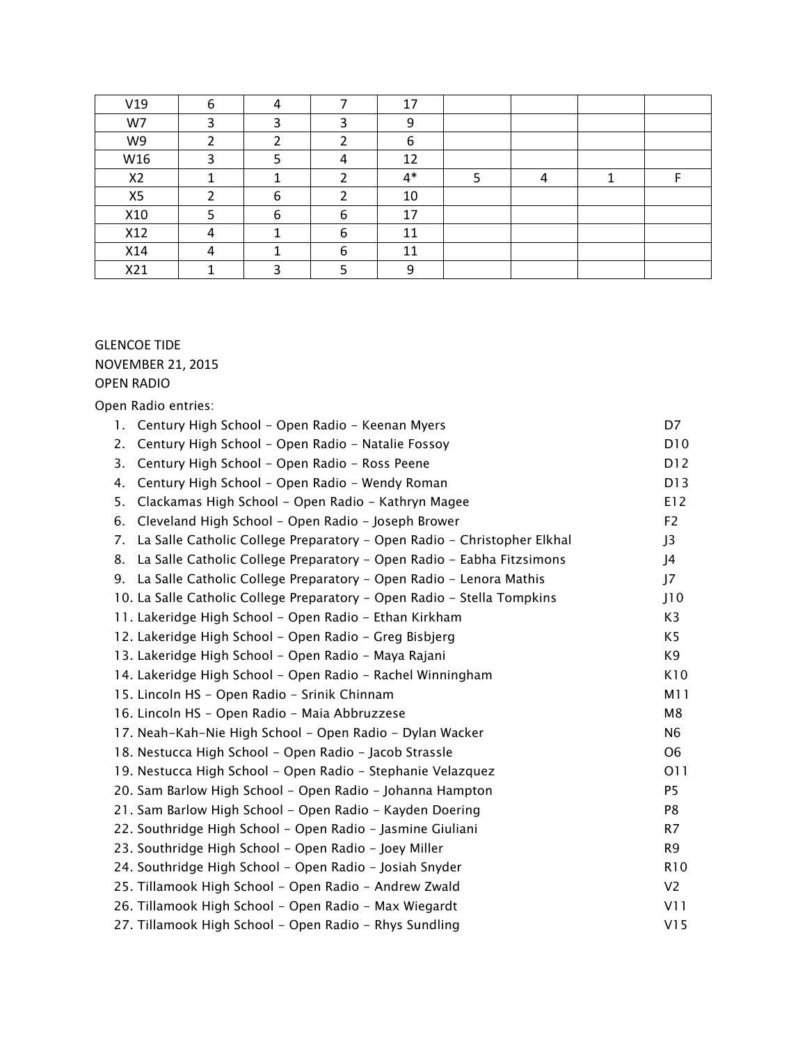| | | | | | | | | |
|---|---|---|---|---|---|---|---|---|
| V19 | 6 | 4 | 7 | 17 | | | | |
| W7 | 3 | 3 | 3 | 9 | | | | |
| W9 | 2 | 2 | 2 | 6 | | | | |
| W16 | 3 | 5 | 4 | 12 | | | | |
| X2 | 1 | 1 | 2 | 4* | 5 | 4 | 1 | F |
| X5 | 2 | 6 | 2 | 10 | | | | |
| X10 | 5 | 6 | 6 | 17 | | | | |
| X12 | 4 | 1 | 6 | 11 | | | | |
| X14 | 4 | 1 | 6 | 11 | | | | |
| X21 | 1 | 3 | 5 | 9 | | | | |

GLENCOE TIDE
NOVEMBER 21, 2015
OPEN RADIO

Open Radio entries:

1. Century High School – Open Radio – Keenan Myers D7
2. Century High School – Open Radio – Natalie Fossoy D10
3. Century High School – Open Radio – Ross Peene D12
4. Century High School – Open Radio – Wendy Roman D13
5. Clackamas High School – Open Radio – Kathryn Magee E12
6. Cleveland High School – Open Radio – Joseph Brower F2
7. La Salle Catholic College Preparatory – Open Radio – Christopher Elkhal J3
8. La Salle Catholic College Preparatory – Open Radio – Eabha Fitzsimons J4
9. La Salle Catholic College Preparatory – Open Radio – Lenora Mathis J7
10. La Salle Catholic College Preparatory – Open Radio – Stella Tompkins J10
11. Lakeridge High School – Open Radio – Ethan Kirkham K3
12. Lakeridge High School – Open Radio – Greg Bisbjerg K5
13. Lakeridge High School – Open Radio – Maya Rajani K9
14. Lakeridge High School – Open Radio – Rachel Winningham K10
15. Lincoln HS – Open Radio – Srinik Chinnam M11
16. Lincoln HS – Open Radio – Maia Abbruzzese M8
17. Neah-Kah-Nie High School – Open Radio – Dylan Wacker N6
18. Nestucca High School – Open Radio – Jacob Strassle O6
19. Nestucca High School – Open Radio – Stephanie Velazquez O11
20. Sam Barlow High School – Open Radio – Johanna Hampton P5
21. Sam Barlow High School – Open Radio – Kayden Doering P8
22. Southridge High School – Open Radio – Jasmine Giuliani R7
23. Southridge High School – Open Radio – Joey Miller R9
24. Southridge High School – Open Radio – Josiah Snyder R10
25. Tillamook High School – Open Radio – Andrew Zwald V2
26. Tillamook High School – Open Radio – Max Wiegardt V11
27. Tillamook High School – Open Radio – Rhys Sundling V15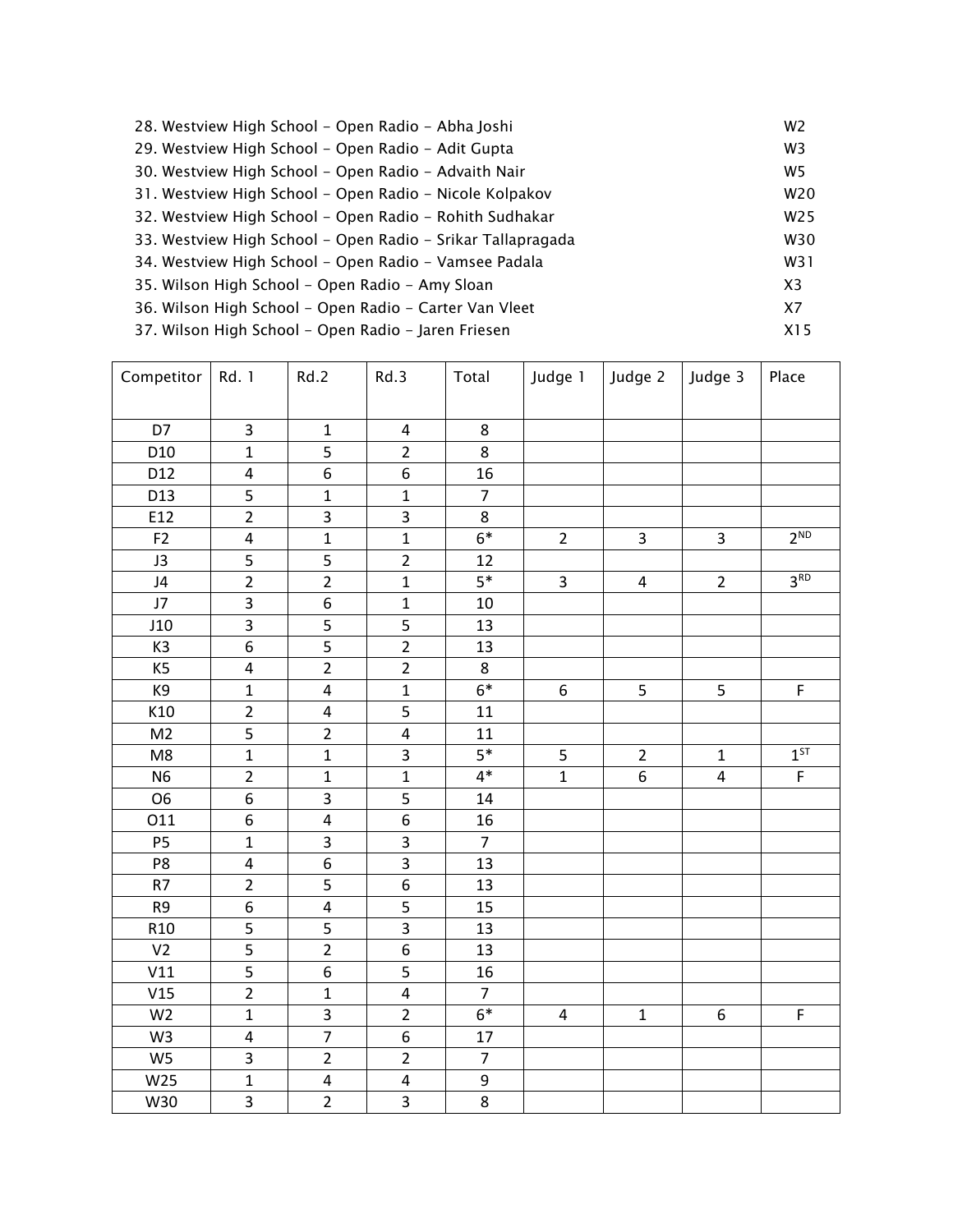28. Westview High School - Open Radio - Abha Joshi W2
29. Westview High School - Open Radio - Adit Gupta W3
30. Westview High School - Open Radio - Advaith Nair W5
31. Westview High School - Open Radio - Nicole Kolpakov W20
32. Westview High School - Open Radio - Rohith Sudhakar W25
33. Westview High School - Open Radio - Srikar Tallapragada W30
34. Westview High School - Open Radio - Vamsee Padala W31
35. Wilson High School - Open Radio - Amy Sloan X3
36. Wilson High School - Open Radio - Carter Van Vleet X7
37. Wilson High School - Open Radio - Jaren Friesen X15

| Competitor | Rd. 1 | Rd.2 | Rd.3 | Total | Judge 1 | Judge 2 | Judge 3 | Place |
|---|---|---|---|---|---|---|---|---|
| D7 | 3 | 1 | 4 | 8 | | | | |
| D10 | 1 | 5 | 2 | 8 | | | | |
| D12 | 4 | 6 | 6 | 16 | | | | |
| D13 | 5 | 1 | 1 | 7 | | | | |
| E12 | 2 | 3 | 3 | 8 | | | | |
| F2 | 4 | 1 | 1 | 6* | 2 | 3 | 3 | 2ND |
| J3 | 5 | 5 | 2 | 12 | | | | |
| J4 | 2 | 2 | 1 | 5* | 3 | 4 | 2 | 3RD |
| J7 | 3 | 6 | 1 | 10 | | | | |
| J10 | 3 | 5 | 5 | 13 | | | | |
| K3 | 6 | 5 | 2 | 13 | | | | |
| K5 | 4 | 2 | 2 | 8 | | | | |
| K9 | 1 | 4 | 1 | 6* | 6 | 5 | 5 | F |
| K10 | 2 | 4 | 5 | 11 | | | | |
| M2 | 5 | 2 | 4 | 11 | | | | |
| M8 | 1 | 1 | 3 | 5* | 5 | 2 | 1 | 1ST |
| N6 | 2 | 1 | 1 | 4* | 1 | 6 | 4 | F |
| O6 | 6 | 3 | 5 | 14 | | | | |
| O11 | 6 | 4 | 6 | 16 | | | | |
| P5 | 1 | 3 | 3 | 7 | | | | |
| P8 | 4 | 6 | 3 | 13 | | | | |
| R7 | 2 | 5 | 6 | 13 | | | | |
| R9 | 6 | 4 | 5 | 15 | | | | |
| R10 | 5 | 5 | 3 | 13 | | | | |
| V2 | 5 | 2 | 6 | 13 | | | | |
| V11 | 5 | 6 | 5 | 16 | | | | |
| V15 | 2 | 1 | 4 | 7 | | | | |
| W2 | 1 | 3 | 2 | 6* | 4 | 1 | 6 | F |
| W3 | 4 | 7 | 6 | 17 | | | | |
| W5 | 3 | 2 | 2 | 7 | | | | |
| W25 | 1 | 4 | 4 | 9 | | | | |
| W30 | 3 | 2 | 3 | 8 | | | | |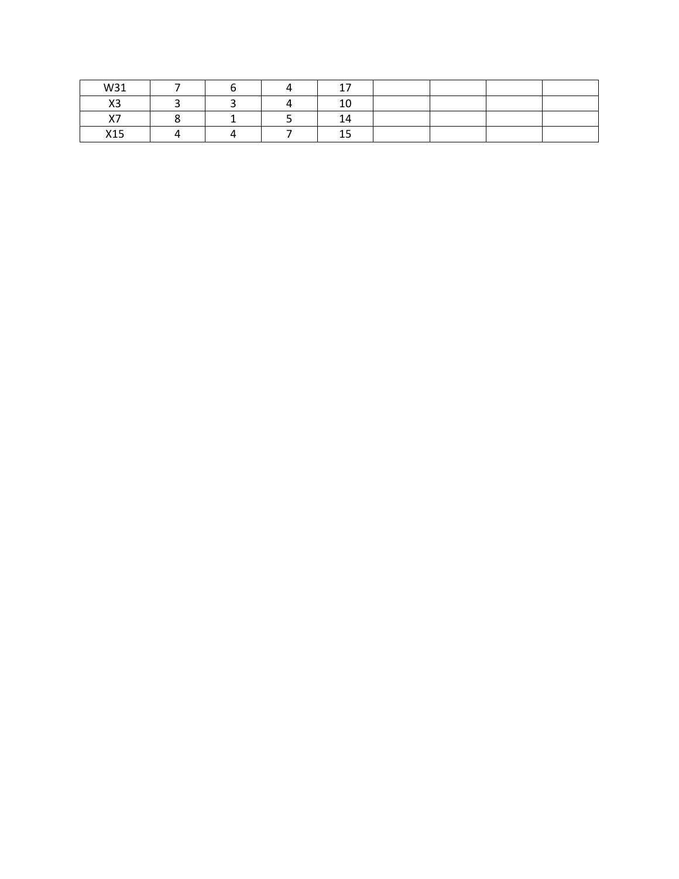| | | | | | | | | |
|---|---|---|---|---|---|---|---|---|
| W31 | 7 | 6 | 4 | 17 | | | | |
| X3 | 3 | 3 | 4 | 10 | | | | |
| X7 | 8 | 1 | 5 | 14 | | | | |
| X15 | 4 | 4 | 7 | 15 | | | | |